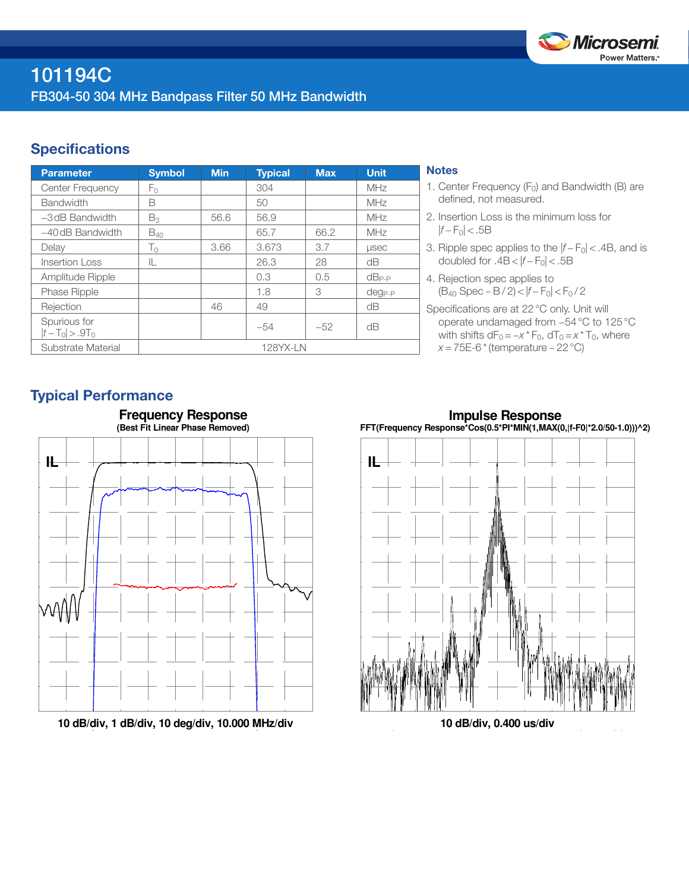# 101194C

## FB304-50 304 MHz Bandpass Filter 50 MHz Bandwidth

## Specifications

| Parameter | Symbol | Min | Typical | Max | Unit |
|---|---|---|---|---|---|
| Center Frequency | $F_0$ | | 304 | | MHz |
| Bandwidth | B | | 50 | | MHz |
| −3 dB Bandwidth | $B_3$ | 56.6 | 56.9 | | MHz |
| −40 dB Bandwidth | $B_{40}$ | | 65.7 | 66.2 | MHz |
| Delay | $T_0$ | 3.66 | 3.673 | 3.7 | µsec |
| Insertion Loss | IL | | 26.3 | 28 | dB |
| Amplitude Ripple | | | 0.3 | 0.5 | $dB_{P-P}$ |
| Phase Ripple | | | 1.8 | 3 | $deg_{P-P}$ |
| Rejection | | 46 | 49 | | dB |
| Spurious for $\|t - T_0\| > .9T_0$ | | | −54 | −52 | dB |
| Substrate Material | | | 128YX-LN | | |

### Notes

1. Center Frequency ($F_0$) and Bandwidth (B) are defined, not measured.
2. Insertion Loss is the minimum loss for $|f - F_0| < .5B$
3. Ripple spec applies to the $|f - F_0| < .4B$, and is doubled for $.4B < |f - F_0| < .5B$
4. Rejection spec applies to ($B_{40}$ Spec − B / 2) < $|f - F_0| < F_0 / 2$

Specifications are at 22 °C only. Unit will operate undamaged from −54 °C to 125 °C with shifts $dF_0 = -x * F_0$, $dT_0 = x * T_0$, where $x = 75E-6 * (\text{temperature} - 22\,°C)$

## Typical Performance

**Frequency Response**
**(Best Fit Linear Phase Removed)**

**10 dB/div, 1 dB/div, 10 deg/div, 10.000 MHz/div**

**Impulse Response**
**FFT(Frequency Response*Cos(0.5*PI*MIN(1,MAX(0,|f-F0|*2.0/50-1.0)))^2)**

**10 dB/div, 0.400 us/div**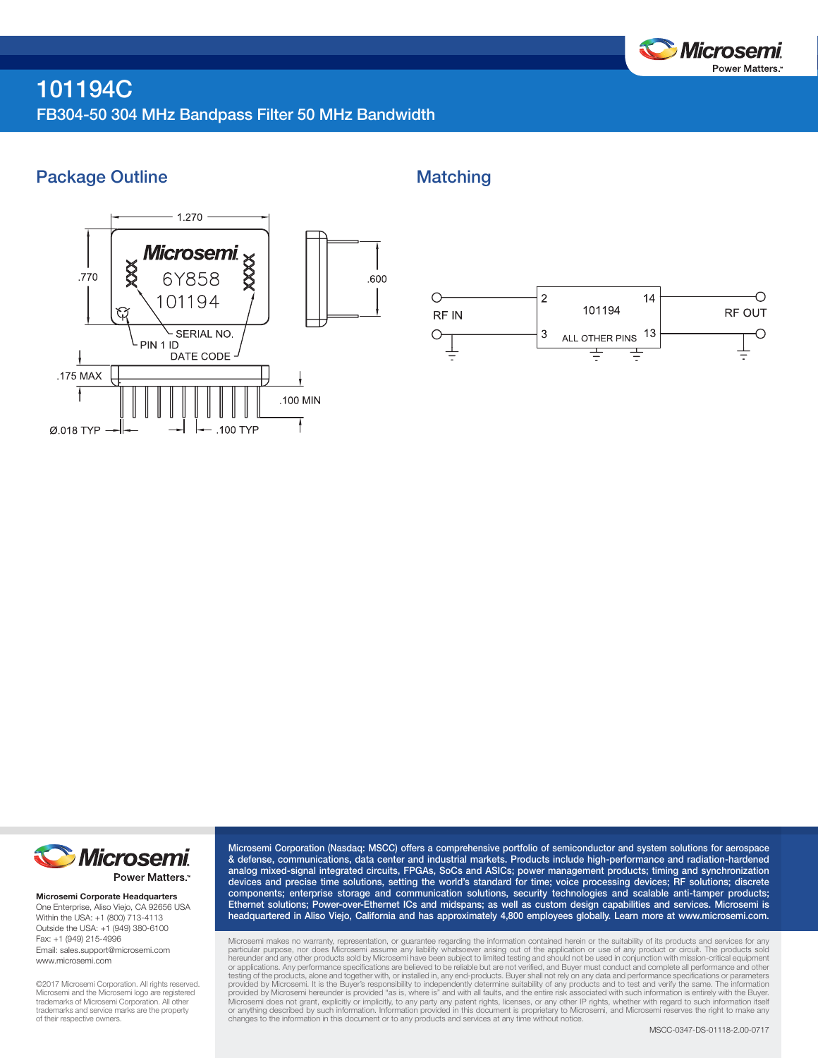# 101194C

FB304-50 304 MHz Bandpass Filter 50 MHz Bandwidth

## Package Outline

1.270

.770

Microsemi

6Y858

101194

XXXX

XXXX

SERIAL NO.

PIN 1 ID

DATE CODE

.600

.175 MAX

.100 MIN

Ø.018 TYP

.100 TYP

## Matching

RF IN

2

3

101194

ALL OTHER PINS

14

13

RF OUT

---

**Microsemi Corporate Headquarters**
One Enterprise, Aliso Viejo, CA 92656 USA
Within the USA: +1 (800) 713-4113
Outside the USA: +1 (949) 380-6100
Fax: +1 (949) 215-4996
Email: sales.support@microsemi.com
www.microsemi.com

©2017 Microsemi Corporation. All rights reserved. Microsemi and the Microsemi logo are registered trademarks of Microsemi Corporation. All other trademarks and service marks are the property of their respective owners.

Microsemi Corporation (Nasdaq: MSCC) offers a comprehensive portfolio of semiconductor and system solutions for aerospace & defense, communications, data center and industrial markets. Products include high-performance and radiation-hardened analog mixed-signal integrated circuits, FPGAs, SoCs and ASICs; power management products; timing and synchronization devices and precise time solutions, setting the world's standard for time; voice processing devices; RF solutions; discrete components; enterprise storage and communication solutions, security technologies and scalable anti-tamper products; Ethernet solutions; Power-over-Ethernet ICs and midspans; as well as custom design capabilities and services. Microsemi is headquartered in Aliso Viejo, California and has approximately 4,800 employees globally. Learn more at www.microsemi.com.

Microsemi makes no warranty, representation, or guarantee regarding the information contained herein or the suitability of its products and services for any particular purpose, nor does Microsemi assume any liability whatsoever arising out of the application or use of any product or circuit. The products sold hereunder and any other products sold by Microsemi have been subject to limited testing and should not be used in conjunction with mission-critical equipment or applications. Any performance specifications are believed to be reliable but are not verified, and Buyer must conduct and complete all performance and other testing of the products, alone and together with, or installed in, any end-products. Buyer shall not rely on any data and performance specifications or parameters provided by Microsemi. It is the Buyer's responsibility to independently determine suitability of any products and to test and verify the same. The information provided by Microsemi hereunder is provided "as is, where is" and with all faults, and the entire risk associated with such information is entirely with the Buyer. Microsemi does not grant, explicitly or implicitly, to any party any patent rights, licenses, or any other IP rights, whether with regard to such information itself or anything described by such information. Information provided in this document is proprietary to Microsemi, and Microsemi reserves the right to make any changes to the information in this document or to any products and services at any time without notice.

MSCC-0347-DS-01118-2.00-0717